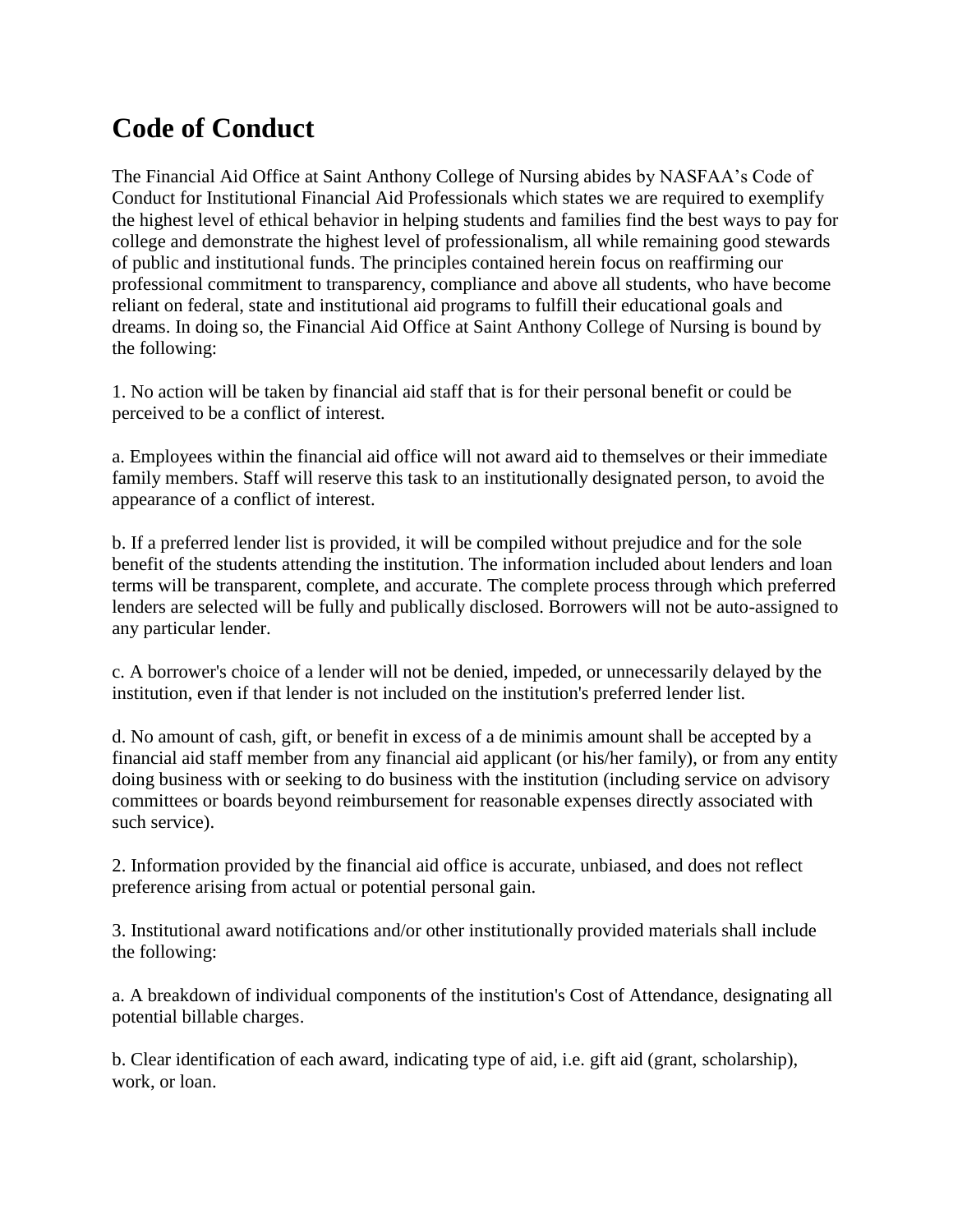# Code of Conduct

The Financial Aid Office at Saint Anthony College of Nursing abides by NASFAA's Code of Conduct for Institutional Financial Aid Professionals which states we are required to exemplify the highest level of ethical behavior in helping students and families find the best ways to pay for college and demonstrate the highest level of professionalism, all while remaining good stewards of public and institutional funds. The principles contained herein focus on reaffirming our professional commitment to transparency, compliance and above all students, who have become reliant on federal, state and institutional aid programs to fulfill their educational goals and dreams. In doing so, the Financial Aid Office at Saint Anthony College of Nursing is bound by the following:

1. No action will be taken by financial aid staff that is for their personal benefit or could be perceived to be a conflict of interest.

a. Employees within the financial aid office will not award aid to themselves or their immediate family members. Staff will reserve this task to an institutionally designated person, to avoid the appearance of a conflict of interest.

b. If a preferred lender list is provided, it will be compiled without prejudice and for the sole benefit of the students attending the institution. The information included about lenders and loan terms will be transparent, complete, and accurate. The complete process through which preferred lenders are selected will be fully and publically disclosed. Borrowers will not be auto-assigned to any particular lender.

c. A borrower's choice of a lender will not be denied, impeded, or unnecessarily delayed by the institution, even if that lender is not included on the institution's preferred lender list.

d. No amount of cash, gift, or benefit in excess of a de minimis amount shall be accepted by a financial aid staff member from any financial aid applicant (or his/her family), or from any entity doing business with or seeking to do business with the institution (including service on advisory committees or boards beyond reimbursement for reasonable expenses directly associated with such service).

2. Information provided by the financial aid office is accurate, unbiased, and does not reflect preference arising from actual or potential personal gain.

3. Institutional award notifications and/or other institutionally provided materials shall include the following:

a. A breakdown of individual components of the institution's Cost of Attendance, designating all potential billable charges.

b. Clear identification of each award, indicating type of aid, i.e. gift aid (grant, scholarship), work, or loan.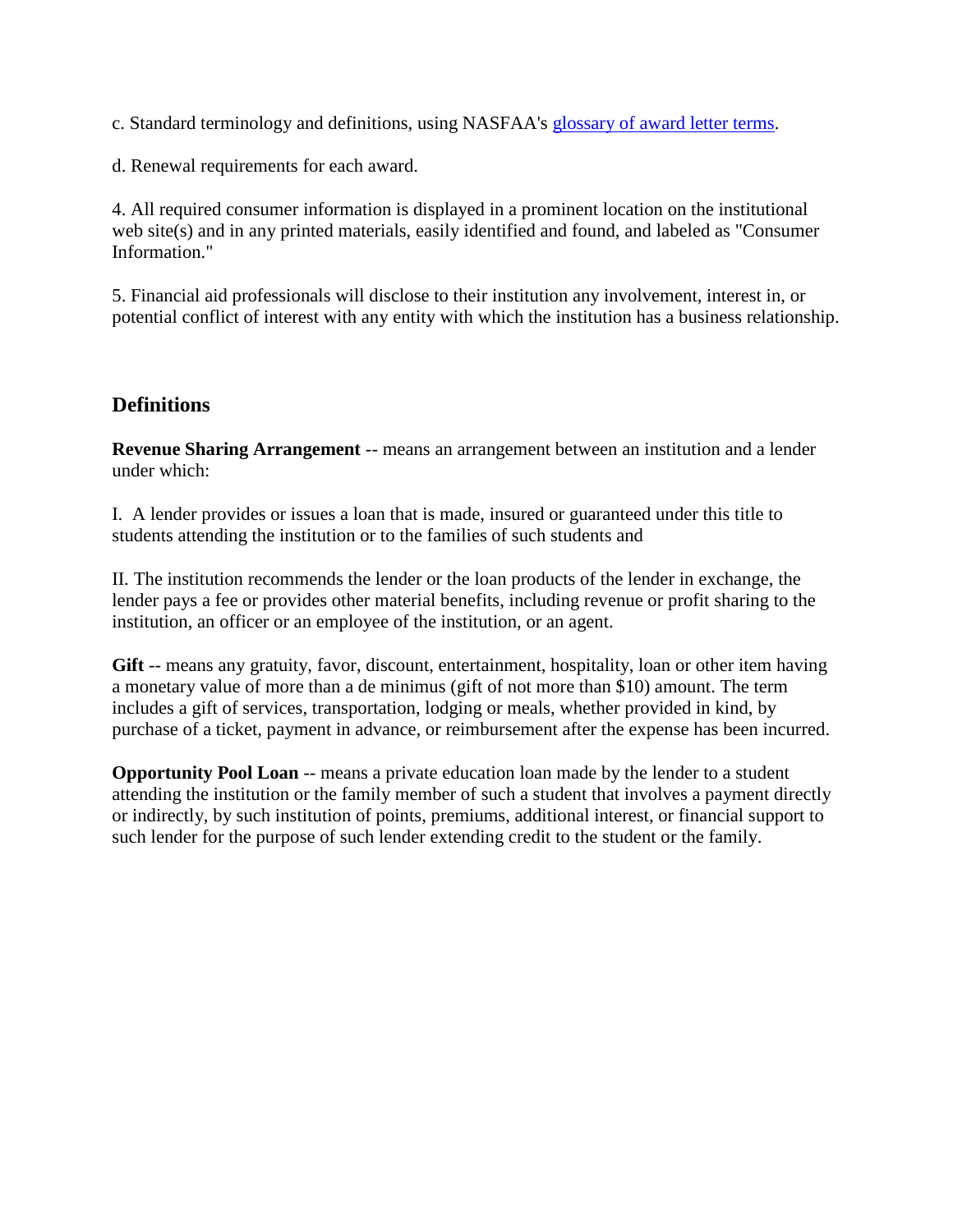c. Standard terminology and definitions, using NASFAA's glossary of award letter terms.

d. Renewal requirements for each award.

4. All required consumer information is displayed in a prominent location on the institutional web site(s) and in any printed materials, easily identified and found, and labeled as "Consumer Information."

5. Financial aid professionals will disclose to their institution any involvement, interest in, or potential conflict of interest with any entity with which the institution has a business relationship.

## Definitions

**Revenue Sharing Arrangement** -- means an arrangement between an institution and a lender under which:

I. A lender provides or issues a loan that is made, insured or guaranteed under this title to students attending the institution or to the families of such students and

II. The institution recommends the lender or the loan products of the lender in exchange, the lender pays a fee or provides other material benefits, including revenue or profit sharing to the institution, an officer or an employee of the institution, or an agent.

**Gift** -- means any gratuity, favor, discount, entertainment, hospitality, loan or other item having a monetary value of more than a de minimus (gift of not more than $10) amount. The term includes a gift of services, transportation, lodging or meals, whether provided in kind, by purchase of a ticket, payment in advance, or reimbursement after the expense has been incurred.

**Opportunity Pool Loan** -- means a private education loan made by the lender to a student attending the institution or the family member of such a student that involves a payment directly or indirectly, by such institution of points, premiums, additional interest, or financial support to such lender for the purpose of such lender extending credit to the student or the family.